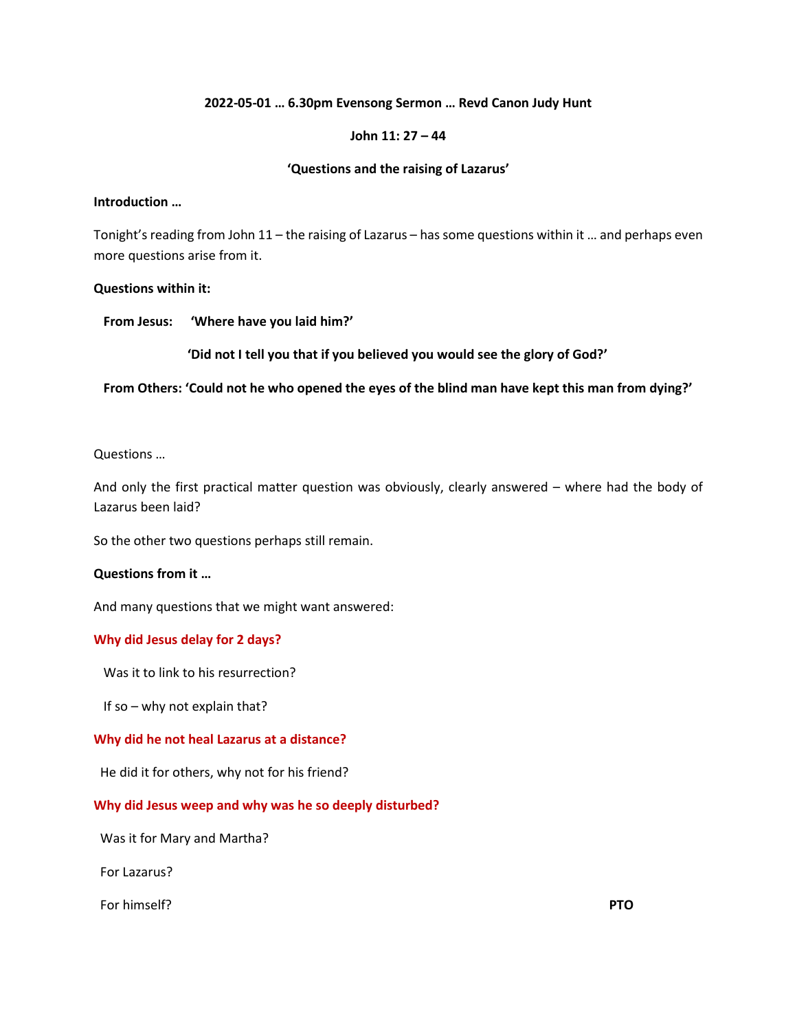**2022-05-01 … 6.30pm Evensong Sermon … Revd Canon Judy Hunt**

**John 11: 27 – 44**

**'Questions and the raising of Lazarus'**

**Introduction …**

Tonight's reading from John 11 – the raising of Lazarus – has some questions within it … and perhaps even more questions arise from it.

**Questions within it:**

**From Jesus: 'Where have you laid him?'**

**'Did not I tell you that if you believed you would see the glory of God?'**

**From Others: 'Could not he who opened the eyes of the blind man have kept this man from dying?'**

Questions …

And only the first practical matter question was obviously, clearly answered – where had the body of Lazarus been laid?

So the other two questions perhaps still remain.

**Questions from it …**

And many questions that we might want answered:

**Why did Jesus delay for 2 days?**

Was it to link to his resurrection?

If so – why not explain that?

**Why did he not heal Lazarus at a distance?**

He did it for others, why not for his friend?

**Why did Jesus weep and why was he so deeply disturbed?**

Was it for Mary and Martha?

For Lazarus?

For himself?

**PTO**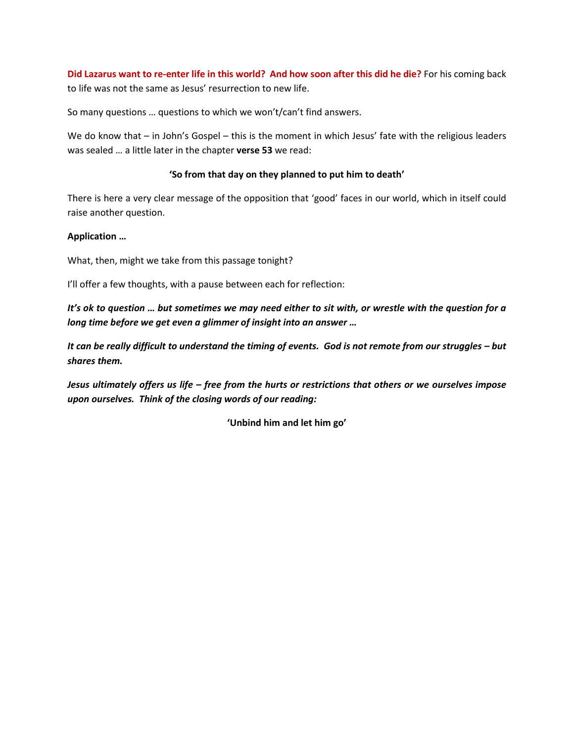**Did Lazarus want to re-enter life in this world? And how soon after this did he die?** For his coming back to life was not the same as Jesus' resurrection to new life.

So many questions … questions to which we won't/can't find answers.

We do know that – in John's Gospel – this is the moment in which Jesus' fate with the religious leaders was sealed … a little later in the chapter **verse 53** we read:

**'So from that day on they planned to put him to death'**

There is here a very clear message of the opposition that 'good' faces in our world, which in itself could raise another question.

**Application …**

What, then, might we take from this passage tonight?

I'll offer a few thoughts, with a pause between each for reflection:

***It's ok to question … but sometimes we may need either to sit with, or wrestle with the question for a long time before we get even a glimmer of insight into an answer …***

***It can be really difficult to understand the timing of events. God is not remote from our struggles – but shares them.***

***Jesus ultimately offers us life – free from the hurts or restrictions that others or we ourselves impose upon ourselves. Think of the closing words of our reading:***

**'Unbind him and let him go'**